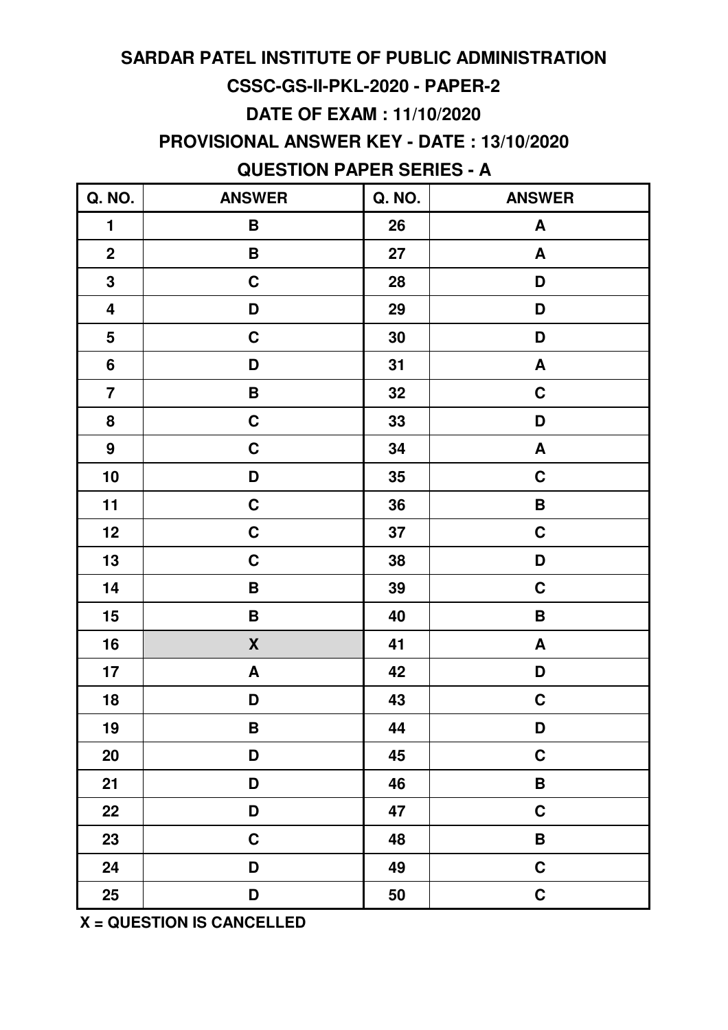# SARDAR PATEL INSTITUTE OF PUBLIC ADMINISTRATION

## CSSC-GS-II-PKL-2020 - PAPER-2

## DATE OF EXAM : 11/10/2020

## PROVISIONAL ANSWER KEY - DATE : 13/10/2020

## QUESTION PAPER SERIES - A

| Q. NO. | ANSWER | Q. NO. | ANSWER |
|---|---|---|---|
| 1 | B | 26 | A |
| 2 | B | 27 | A |
| 3 | C | 28 | D |
| 4 | D | 29 | D |
| 5 | C | 30 | D |
| 6 | D | 31 | A |
| 7 | B | 32 | C |
| 8 | C | 33 | D |
| 9 | C | 34 | A |
| 10 | D | 35 | C |
| 11 | C | 36 | B |
| 12 | C | 37 | C |
| 13 | C | 38 | D |
| 14 | B | 39 | C |
| 15 | B | 40 | B |
| 16 | X | 41 | A |
| 17 | A | 42 | D |
| 18 | D | 43 | C |
| 19 | B | 44 | D |
| 20 | D | 45 | C |
| 21 | D | 46 | B |
| 22 | D | 47 | C |
| 23 | C | 48 | B |
| 24 | D | 49 | C |
| 25 | D | 50 | C |

**X = QUESTION IS CANCELLED**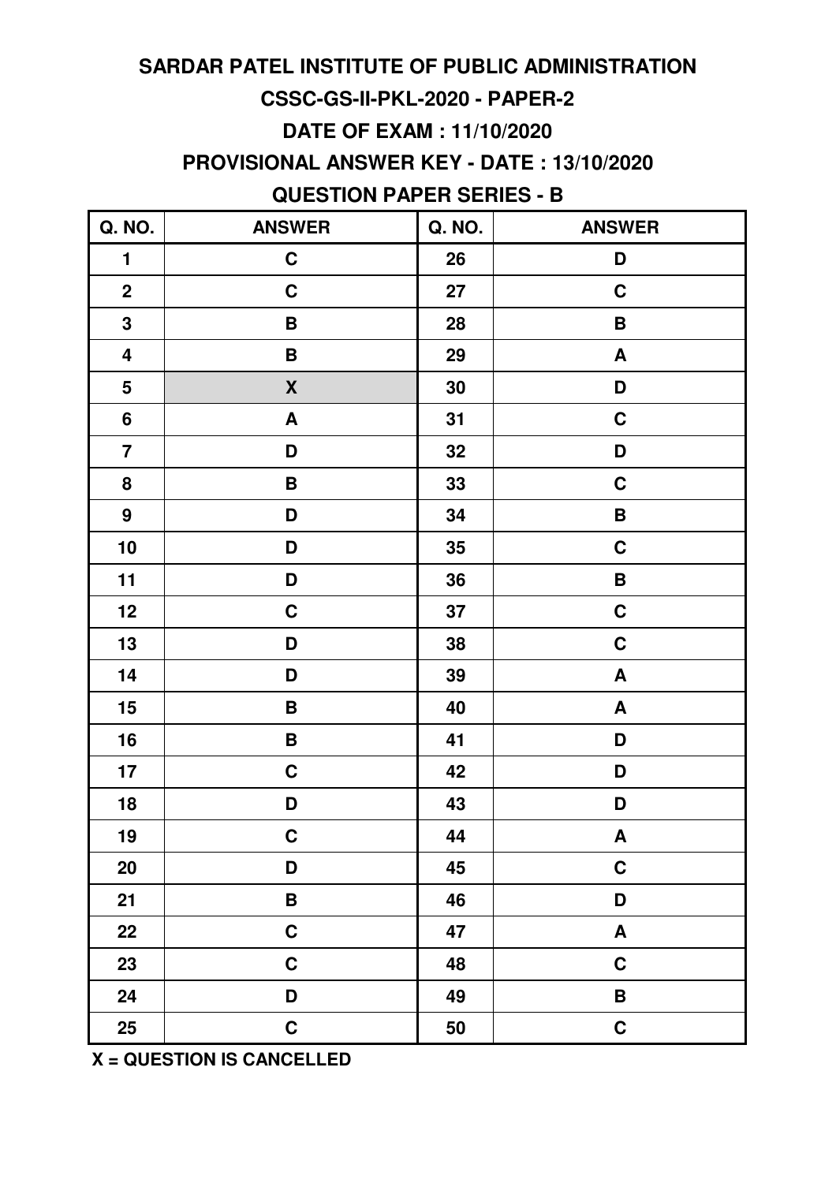# SARDAR PATEL INSTITUTE OF PUBLIC ADMINISTRATION

## CSSC-GS-II-PKL-2020 - PAPER-2

## DATE OF EXAM : 11/10/2020

## PROVISIONAL ANSWER KEY - DATE : 13/10/2020

## QUESTION PAPER SERIES - B

| Q. NO. | ANSWER | Q. NO. | ANSWER |
|---|---|---|---|
| 1 | C | 26 | D |
| 2 | C | 27 | C |
| 3 | B | 28 | B |
| 4 | B | 29 | A |
| 5 | X | 30 | D |
| 6 | A | 31 | C |
| 7 | D | 32 | D |
| 8 | B | 33 | C |
| 9 | D | 34 | B |
| 10 | D | 35 | C |
| 11 | D | 36 | B |
| 12 | C | 37 | C |
| 13 | D | 38 | C |
| 14 | D | 39 | A |
| 15 | B | 40 | A |
| 16 | B | 41 | D |
| 17 | C | 42 | D |
| 18 | D | 43 | D |
| 19 | C | 44 | A |
| 20 | D | 45 | C |
| 21 | B | 46 | D |
| 22 | C | 47 | A |
| 23 | C | 48 | C |
| 24 | D | 49 | B |
| 25 | C | 50 | C |

**X = QUESTION IS CANCELLED**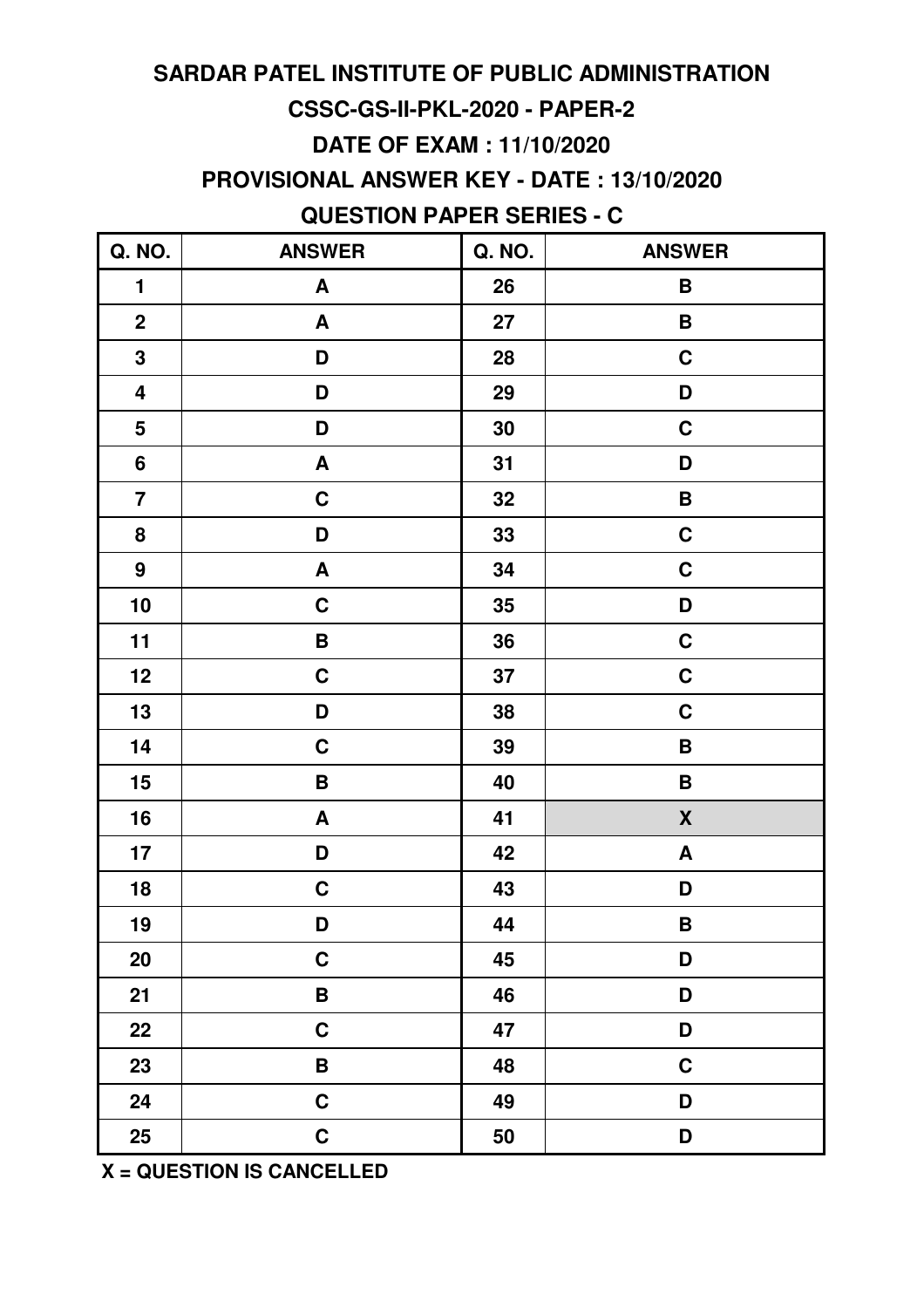# SARDAR PATEL INSTITUTE OF PUBLIC ADMINISTRATION

## CSSC-GS-II-PKL-2020 - PAPER-2

## DATE OF EXAM : 11/10/2020

## PROVISIONAL ANSWER KEY - DATE : 13/10/2020

## QUESTION PAPER SERIES - C

| Q. NO. | ANSWER | Q. NO. | ANSWER |
|---|---|---|---|
| 1 | A | 26 | B |
| 2 | A | 27 | B |
| 3 | D | 28 | C |
| 4 | D | 29 | D |
| 5 | D | 30 | C |
| 6 | A | 31 | D |
| 7 | C | 32 | B |
| 8 | D | 33 | C |
| 9 | A | 34 | C |
| 10 | C | 35 | D |
| 11 | B | 36 | C |
| 12 | C | 37 | C |
| 13 | D | 38 | C |
| 14 | C | 39 | B |
| 15 | B | 40 | B |
| 16 | A | 41 | X |
| 17 | D | 42 | A |
| 18 | C | 43 | D |
| 19 | D | 44 | B |
| 20 | C | 45 | D |
| 21 | B | 46 | D |
| 22 | C | 47 | D |
| 23 | B | 48 | C |
| 24 | C | 49 | D |
| 25 | C | 50 | D |

**X = QUESTION IS CANCELLED**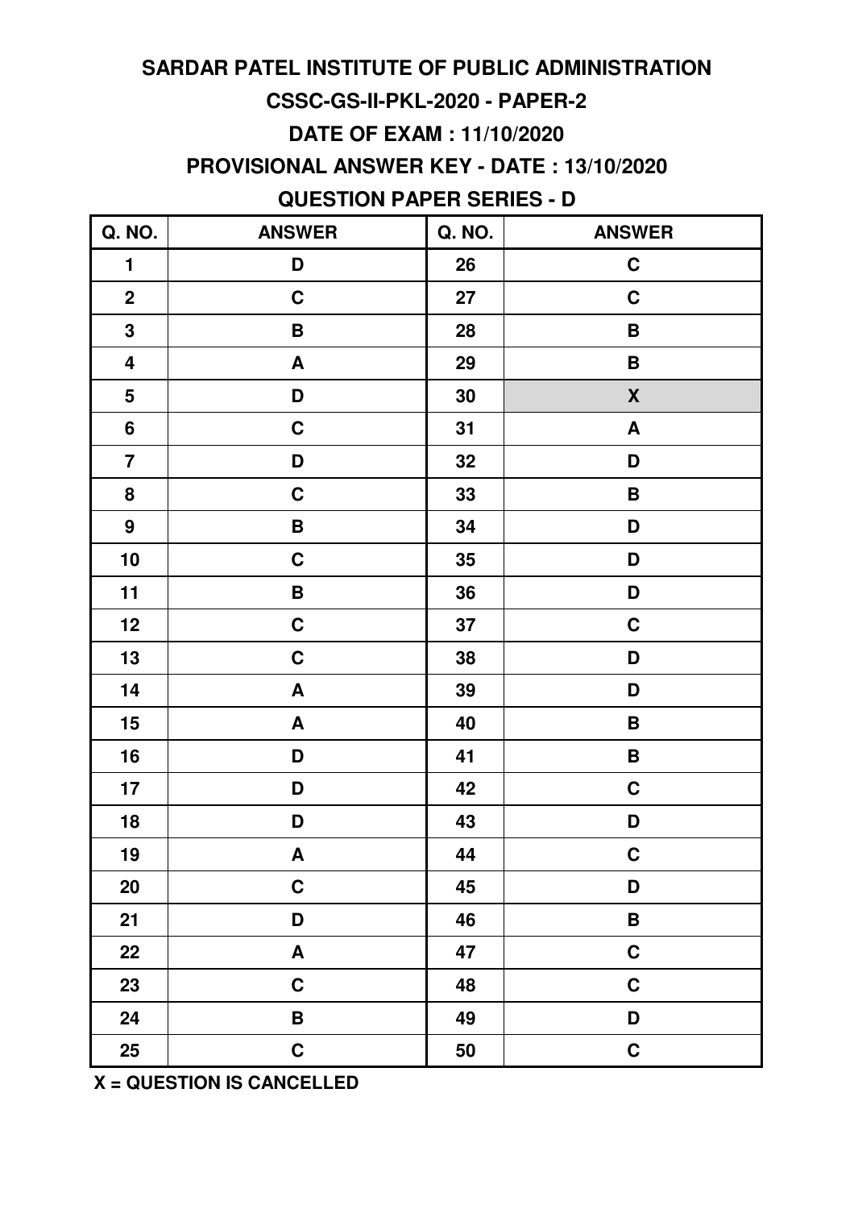# SARDAR PATEL INSTITUTE OF PUBLIC ADMINISTRATION

## CSSC-GS-II-PKL-2020 - PAPER-2

## DATE OF EXAM : 11/10/2020

## PROVISIONAL ANSWER KEY - DATE : 13/10/2020

## QUESTION PAPER SERIES - D

| Q. NO. | ANSWER | Q. NO. | ANSWER |
|---|---|---|---|
| 1 | D | 26 | C |
| 2 | C | 27 | C |
| 3 | B | 28 | B |
| 4 | A | 29 | B |
| 5 | D | 30 | X |
| 6 | C | 31 | A |
| 7 | D | 32 | D |
| 8 | C | 33 | B |
| 9 | B | 34 | D |
| 10 | C | 35 | D |
| 11 | B | 36 | D |
| 12 | C | 37 | C |
| 13 | C | 38 | D |
| 14 | A | 39 | D |
| 15 | A | 40 | B |
| 16 | D | 41 | B |
| 17 | D | 42 | C |
| 18 | D | 43 | D |
| 19 | A | 44 | C |
| 20 | C | 45 | D |
| 21 | D | 46 | B |
| 22 | A | 47 | C |
| 23 | C | 48 | C |
| 24 | B | 49 | D |
| 25 | C | 50 | C |

**X = QUESTION IS CANCELLED**